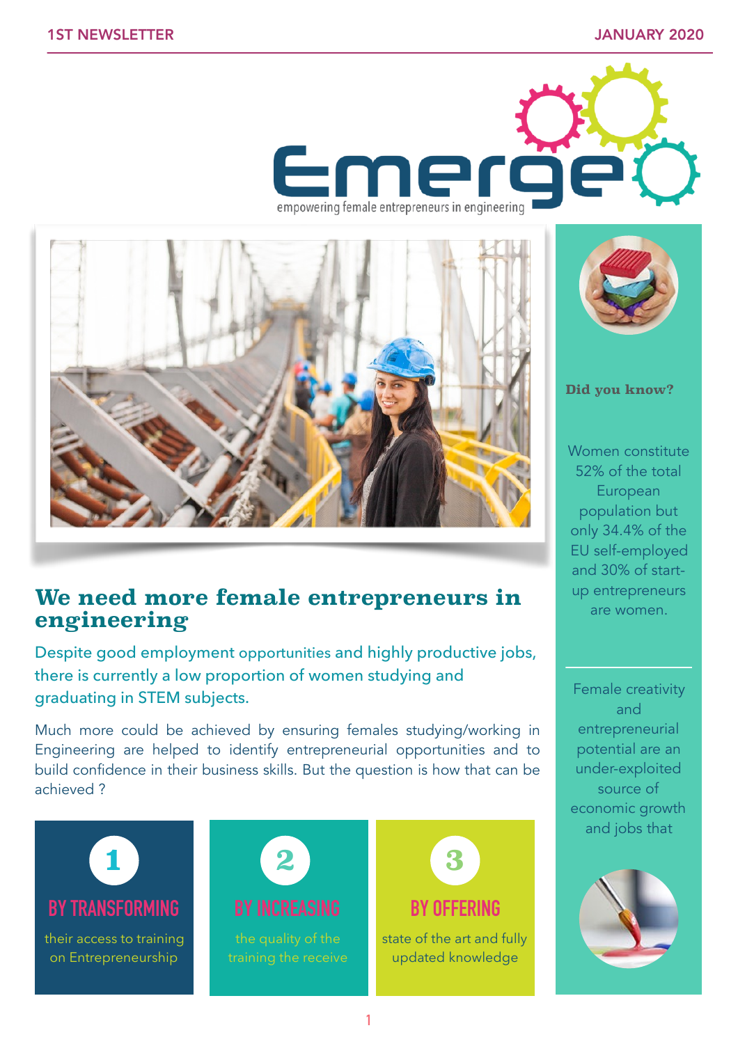# Emerge

empowering female entrepreneurs in engineering

## We need more female entrepreneurs in engineering

Despite good employment opportunities and highly productive jobs, there is currently a low proportion of women studying and graduating in STEM subjects.

Much more could be achieved by ensuring females studying/working in Engineering are helped to identify entrepreneurial opportunities and to build confidence in their business skills. But the question is how that can be achieved ?

**1**

**BY TRANSFORMING**

their access to training on Entrepreneurship

**2**

**BY INCREASING**

the quality of the training the receive

**3**

**BY OFFERING**

state of the art and fully updated knowledge

**Did you know?**

Women constitute 52% of the total European population but only 34.4% of the EU self-employed and 30% of start-up entrepreneurs are women.

Female creativity and entrepreneurial potential are an under-exploited source of economic growth and jobs that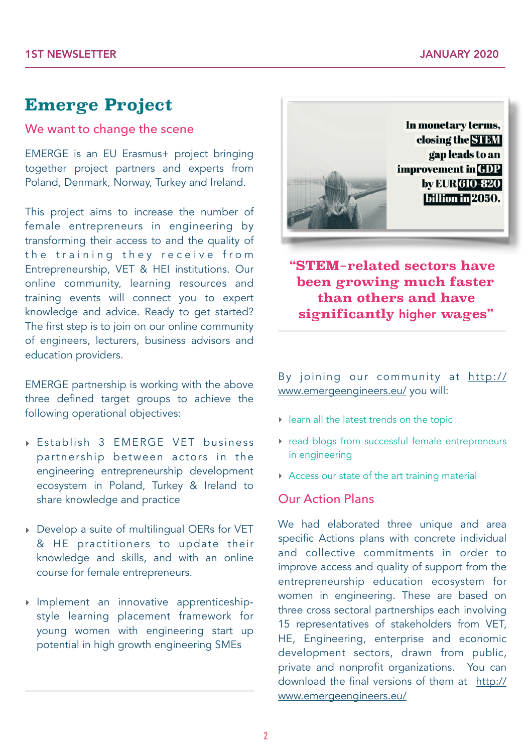# Emerge Project

## We want to change the scene

EMERGE is an EU Erasmus+ project bringing together project partners and experts from Poland, Denmark, Norway, Turkey and Ireland.

This project aims to increase the number of female entrepreneurs in engineering by transforming their access to and the quality of the training they receive from Entrepreneurship, VET & HEI institutions. Our online community, learning resources and training events will connect you to expert knowledge and advice. Ready to get started? The first step is to join on our online community of engineers, lecturers, business advisors and education providers.

EMERGE partnership is working with the above three defined target groups to achieve the following operational objectives:

- Establish 3 EMERGE VET business partnership between actors in the engineering entrepreneurship development ecosystem in Poland, Turkey & Ireland to share knowledge and practice
- Develop a suite of multilingual OERs for VET & HE practitioners to update their knowledge and skills, and with an online course for female entrepreneurs.
- Implement an innovative apprenticeship-style learning placement framework for young women with engineering start up potential in high growth engineering SMEs

In monetary terms, closing the STEM gap leads to an improvement in GDP by EUR 610-820 billion in 2050.

**"STEM-related sectors have been growing much faster than others and have significantly higher wages"**

By joining our community at http://www.emergeengineers.eu/ you will:

- learn all the latest trends on the topic
- read blogs from successful female entrepreneurs in engineering
- Access our state of the art training material

## Our Action Plans

We had elaborated three unique and area specific Actions plans with concrete individual and collective commitments in order to improve access and quality of support from the entrepreneurship education ecosystem for women in engineering. These are based on three cross sectoral partnerships each involving 15 representatives of stakeholders from VET, HE, Engineering, enterprise and economic development sectors, drawn from public, private and nonprofit organizations. You can download the final versions of them at http://www.emergeengineers.eu/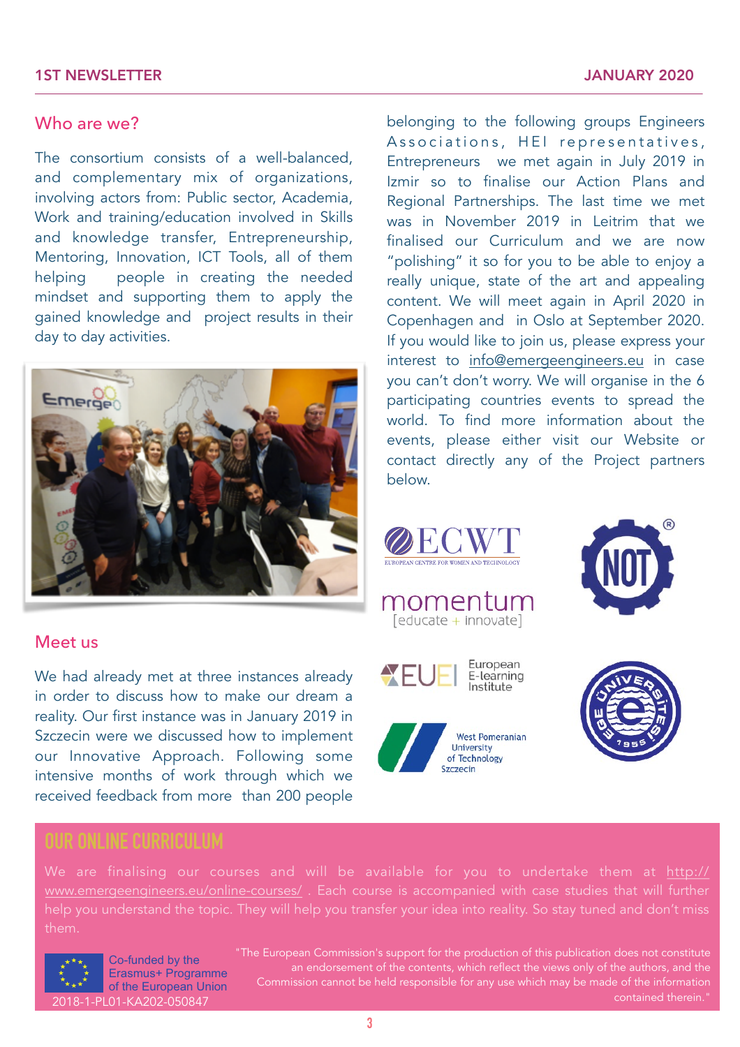## Who are we?

The consortium consists of a well-balanced, and complementary mix of organizations, involving actors from: Public sector, Academia, Work and training/education involved in Skills and knowledge transfer, Entrepreneurship, Mentoring, Innovation, ICT Tools, all of them helping people in creating the needed mindset and supporting them to apply the gained knowledge and project results in their day to day activities.

## Meet us

We had already met at three instances already in order to discuss how to make our dream a reality. Our first instance was in January 2019 in Szczecin were we discussed how to implement our Innovative Approach. Following some intensive months of work through which we received feedback from more than 200 people belonging to the following groups Engineers Associations, HEI representatives, Entrepreneurs we met again in July 2019 in Izmir so to finalise our Action Plans and Regional Partnerships. The last time we met was in November 2019 in Leitrim that we finalised our Curriculum and we are now "polishing" it so for you to be able to enjoy a really unique, state of the art and appealing content. We will meet again in April 2020 in Copenhagen and in Oslo at September 2020. If you would like to join us, please express your interest to info@emergeengineers.eu in case you can't don't worry. We will organise in the 6 participating countries events to spread the world. To find more information about the events, please either visit our Website or contact directly any of the Project partners below.

## OUR ONLINE CURRICULUM

We are finalising our courses and will be available for you to undertake them at http://www.emergeengineers.eu/online-courses/ . Each course is accompanied with case studies that will further help you understand the topic. They will help you transfer your idea into reality. So stay tuned and don't miss them.

Co-funded by the Erasmus+ Programme of the European Union

2018-1-PL01-KA202-050847

"The European Commission's support for the production of this publication does not constitute an endorsement of the contents, which reflect the views only of the authors, and the Commission cannot be held responsible for any use which may be made of the information contained therein."